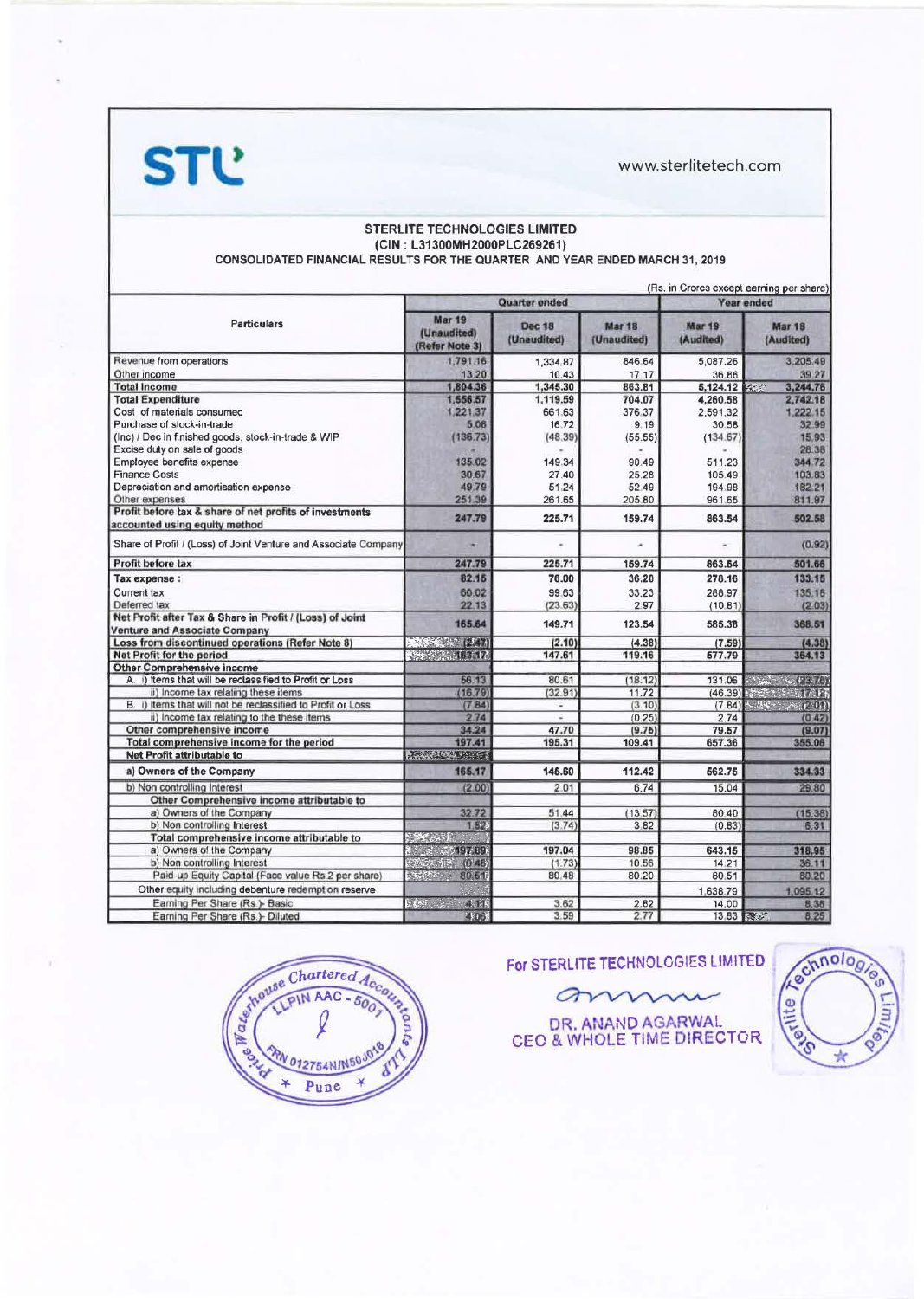STL

www.sterlitetech.com

## STERLITE TECHNOLOGIES LIMITED
### (CIN : L31300MH2000PLC269261)
### CONSOLIDATED FINANCIAL RESULTS FOR THE QUARTER AND YEAR ENDED MARCH 31, 2019

(Rs. in Crores except earning per share)

| Particulars | Quarter ended | | | Year ended | |
|---|---|---|---|---|---|
| | Mar 19 (Unaudited) (Refer Note 3) | Dec 18 (Unaudited) | Mar 18 (Unaudited) | Mar 19 (Audited) | Mar 18 (Audited) |
| Revenue from operations | 1,791.16 | 1,334.87 | 846.64 | 5,087.26 | 3,205.49 |
| Other income | 13.20 | 10.43 | 17.17 | 36.86 | 39.27 |
| **Total Income** | 1,804.36 | 1,345.30 | 863.81 | 5,124.12 | 3,244.76 |
| **Total Expenditure** | 1,556.57 | 1,119.59 | 704.07 | 4,260.58 | 2,742.18 |
| Cost of materials consumed | 1,221.37 | 661.63 | 376.37 | 2,591.32 | 1,222.15 |
| Purchase of stock-in-trade | 5.06 | 16.72 | 9.19 | 30.58 | 32.99 |
| (Inc) / Dec in finished goods, stock-in-trade & WIP | (136.73) | (48.39) | (55.55) | (134.67) | 15.93 |
| Excise duty on sale of goods | - | - | - | - | 28.38 |
| Employee benefits expense | 135.02 | 149.34 | 90.49 | 511.23 | 344.72 |
| Finance Costs | 30.67 | 27.40 | 25.28 | 105.49 | 103.83 |
| Depreciation and amortisation expense | 49.79 | 51.24 | 52.49 | 194.98 | 182.21 |
| Other expenses | 251.39 | 261.65 | 205.80 | 961.65 | 811.97 |
| **Profit before tax & share of net profits of investments accounted using equity method** | 247.79 | 225.71 | 159.74 | 863.54 | 502.58 |
| Share of Profit / (Loss) of Joint Venture and Associate Company | - | - | - | - | (0.92) |
| **Profit before tax** | 247.79 | 225.71 | 159.74 | 863.54 | 501.66 |
| **Tax expense :** | 82.15 | 76.00 | 36.20 | 278.16 | 133.15 |
| Current tax | 60.02 | 99.63 | 33.23 | 288.97 | 135.18 |
| Deferred tax | 22.13 | (23.63) | 2.97 | (10.81) | (2.03) |
| **Net Profit after Tax & Share in Profit / (Loss) of Joint Venture and Associate Company** | 165.64 | 149.71 | 123.54 | 585.38 | 368.51 |
| **Loss from discontinued operations (Refer Note 8)** | (2.47) | (2.10) | (4.38) | (7.59) | (4.38) |
| **Net Profit for the period** | 163.17 | 147.61 | 119.16 | 577.79 | 364.13 |
| **Other Comprehensive income** | | | | | |
| A. i) Items that will be reclassified to Profit or Loss | 56.13 | 80.61 | (18.12) | 131.06 | (23.76) |
| ii) Income tax relating these items | (16.79) | (32.91) | 11.72 | (46.39) | 17.12 |
| B. i) Items that will not be reclassified to Profit or Loss | (7.84) | - | (3.10) | (7.84) | (2.01) |
| ii) Income tax relating to the these items | 2.74 | - | (0.25) | 2.74 | (0.42) |
| Other comprehensive income | 34.24 | 47.70 | (9.75) | 79.57 | (9.07) |
| Total comprehensive income for the period | 197.41 | 195.31 | 109.41 | 657.36 | 355.06 |
| **Net Profit attributable to** | | | | | |
| **a) Owners of the Company** | 165.17 | 145.60 | 112.42 | 562.75 | 334.33 |
| b) Non controlling Interest | (2.00) | 2.01 | 6.74 | 15.04 | 29.80 |
| **Other Comprehensive income attributable to** | | | | | |
| a) Owners of the Company | 32.72 | 51.44 | (13.57) | 80.40 | (15.38) |
| b) Non controlling Interest | 1.52 | (3.74) | 3.82 | (0.83) | 6.31 |
| **Total comprehensive income attributable to** | | | | | |
| a) Owners of the Company | 197.89 | 197.04 | 98.85 | 643.15 | 318.95 |
| b) Non controlling Interest | (0.48) | (1.73) | 10.56 | 14.21 | 36.11 |
| Paid-up Equity Capital (Face value Rs.2 per share) | 80.51 | 80.48 | 80.20 | 80.51 | 80.20 |
| Other equity including debenture redemption reserve | | | | 1,638.79 | 1,095.12 |
| Earning Per Share (Rs.)- Basic | 4.11 | 3.62 | 2.82 | 14.00 | 8.38 |
| Earning Per Share (Rs.)- Diluted | 4.06 | 3.59 | 2.77 | 13.83 | 8.25 |

Price Waterhouse Chartered Accountants LLP, LLPIN AAC-5001, FRN 012754N/N500016, Pune

For STERLITE TECHNOLOGIES LIMITED

DR. ANAND AGARWAL
CEO & WHOLE TIME DIRECTOR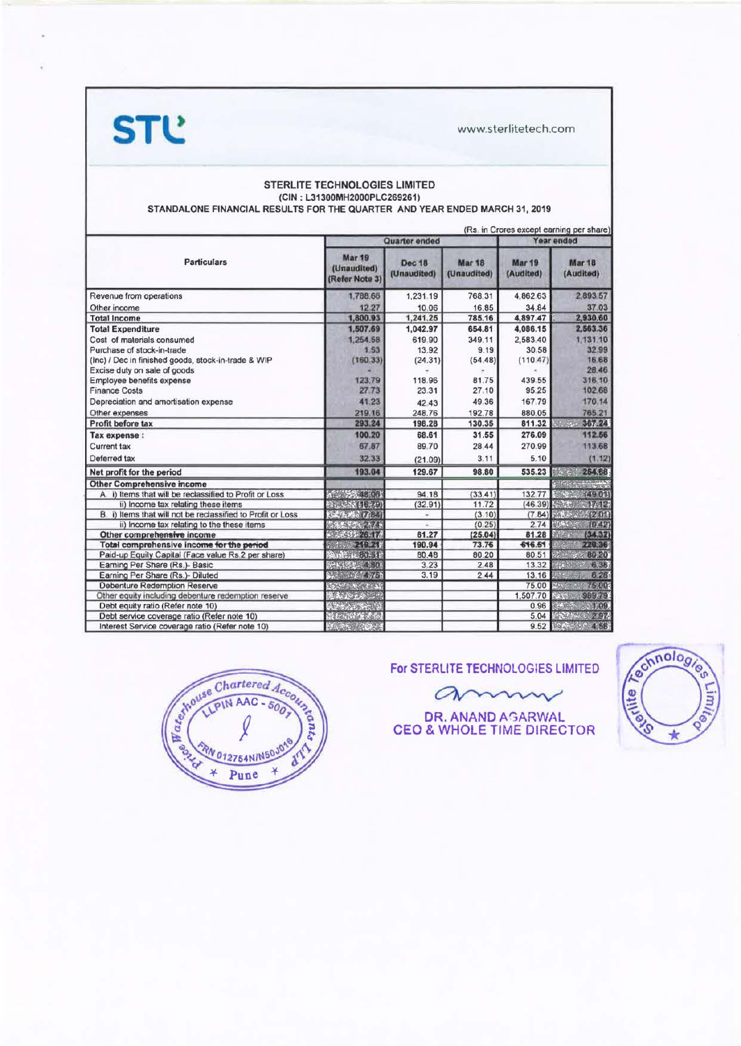STL

www.sterlitetech.com

### STERLITE TECHNOLOGIES LIMITED
### (CIN : L31300MH2000PLC269261)
### STANDALONE FINANCIAL RESULTS FOR THE QUARTER AND YEAR ENDED MARCH 31, 2019

(Rs. in Crores except earning per share)

| Particulars | Quarter ended | | | Year ended | |
|---|---|---|---|---|---|
| | Mar 19 (Unaudited) (Refer Note 3) | Dec 18 (Unaudited) | Mar 18 (Unaudited) | Mar 19 (Audited) | Mar 18 (Audited) |
| Revenue from operations | 1,788.66 | 1,231.19 | 768.31 | 4,862.63 | 2,893.57 |
| Other income | 12.27 | 10.06 | 16.85 | 34.84 | 37.03 |
| **Total Income** | **1,800.93** | **1,241.25** | **785.16** | **4,897.47** | **2,930.60** |
| **Total Expenditure** | **1,507.69** | **1,042.97** | **654.81** | **4,086.15** | **2,563.36** |
| Cost of materials consumed | 1,254.58 | 619.90 | 349.11 | 2,583.40 | 1,131.10 |
| Purchase of stock-in-trade | 1.53 | 13.92 | 9.19 | 30.58 | 32.99 |
| (Inc) / Dec in finished goods, stock-in-trade & WIP | (160.33) | (24.31) | (54.48) | (110.47) | 16.68 |
| Excise duty on sale of goods | - | - | - | - | 28.46 |
| Employee benefits expense | 123.79 | 118.96 | 81.75 | 439.55 | 316.10 |
| Finance Costs | 27.73 | 23.31 | 27.10 | 95.25 | 102.68 |
| Depreciation and amortisation expense | 41.23 | 42.43 | 49.36 | 167.79 | 170.14 |
| Other expenses | 219.16 | 248.76 | 192.78 | 880.05 | 765.21 |
| **Profit before tax** | **293.24** | **198.28** | **130.35** | **811.32** | **367.24** |
| **Tax expense :** | **100.20** | **68.61** | **31.55** | **276.09** | **112.56** |
| Current tax | 67.87 | 89.70 | 28.44 | 270.99 | 113.68 |
| Deferred tax | 32.33 | (21.09) | 3.11 | 5.10 | (1.12) |
| **Net profit for the period** | **193.04** | **129.67** | **98.80** | **535.23** | **254.68** |
| **Other Comprehensive income** | | | | | |
| A. i) Items that will be reclassified to Profit or Loss | 48.06 | 94.18 | (33.41) | 132.77 | (49.01) |
| ii) Income tax relating these items | (16.79) | (32.91) | 11.72 | (46.39) | 17.12 |
| B. i) Items that will not be reclassified to Profit or Loss | (7.84) | - | (3.10) | (7.84) | (2.01) |
| ii) Income tax relating to these items | 2.74 | - | (0.25) | 2.74 | (0.42) |
| **Other comprehensive income** | **26.17** | **61.27** | **(25.04)** | **81.28** | **(34.32)** |
| **Total comprehensive income for the period** | **219.21** | **190.94** | **73.76** | **616.51** | **220.36** |
| Paid-up Equity Capital (Face value Rs.2 per share) | 80.51 | 80.48 | 80.20 | 80.51 | 80.20 |
| Earning Per Share (Rs.)- Basic | 4.80 | 3.23 | 2.48 | 13.32 | 6.38 |
| Earning Per Share (Rs.)- Diluted | 4.75 | 3.19 | 2.44 | 13.16 | 6.28 |
| Debenture Redemption Reserve | | | | 75.00 | 75.00 |
| Other equity including debenture redemption reserve | | | | 1,507.70 | 989.79 |
| Debt equity ratio (Refer note 10) | | | | 0.96 | 1.09 |
| Debt service coverage ratio (Refer note 10) | | | | 5.04 | 2.97 |
| Interest Service coverage ratio (Refer note 10) | | | | 9.52 | 4.58 |

**For STERLITE TECHNOLOGIES LIMITED**

**DR. ANAND AGARWAL**
**CEO & WHOLE TIME DIRECTOR**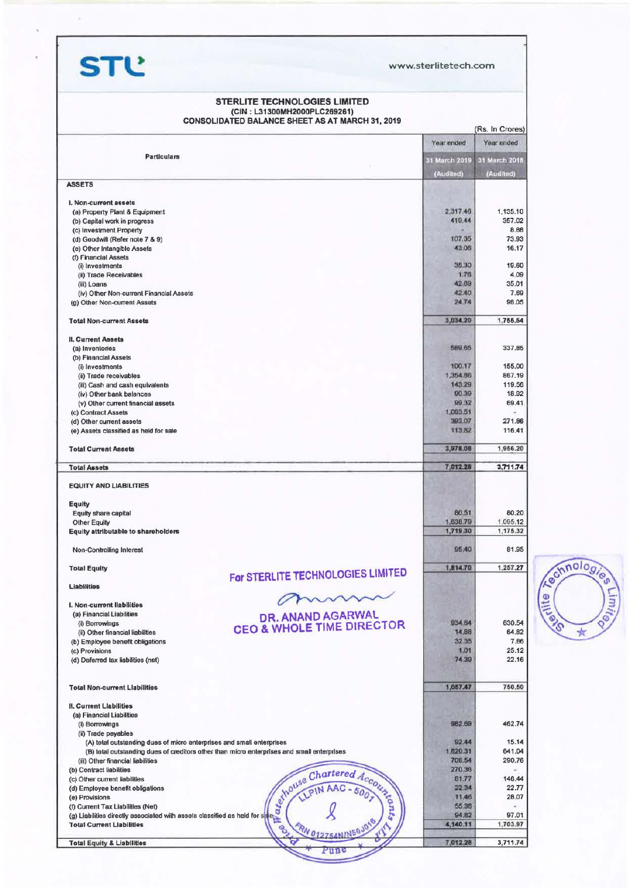STL

www.sterlitetech.com

# STERLITE TECHNOLOGIES LIMITED
(CIN : L31300MH2000PLC269261)

## CONSOLIDATED BALANCE SHEET AS AT MARCH 31, 2019

(Rs. In Crores)

| Particulars | Year ended 31 March 2019 (Audited) | Year ended 31 March 2018 (Audited) |
|---|---|---|
| **ASSETS** | | |
| **I. Non-current assets** | | |
| (a) Property Plant & Equipment | 2,317.46 | 1,135.10 |
| (b) Capital work in progress | 419.44 | 357.02 |
| (c) Investment Property | - | 8.88 |
| (d) Goodwill (Refer note 7 & 9) | 107.35 | 73.93 |
| (e) Other Intangible Assets | 43.06 | 16.17 |
| (f) Financial Assets | | |
| (i) Investments | 35.30 | 19.60 |
| (ii) Trade Receivables | 1.76 | 4.09 |
| (iii) Loans | 42.69 | 35.01 |
| (iv) Other Non-current Financial Assets | 42.40 | 7.69 |
| (g) Other Non-current Assets | 24.74 | 98.05 |
| **Total Non-current Assets** | 3,034.20 | 1,755.54 |
| **II. Current Assets** | | |
| (a) Inventories | 589.65 | 337.85 |
| (b) Financial Assets | | |
| (i) Investments | 100.17 | 155.00 |
| (ii) Trade receivables | 1,354.86 | 867.19 |
| (iii) Cash and cash equivalents | 143.29 | 119.56 |
| (iv) Other bank balances | 90.39 | 18.92 |
| (v) Other current financial assets | 99.32 | 69.41 |
| (c) Contract Assets | 1,093.51 | - |
| (d) Other current assets | 393.07 | 271.86 |
| (e) Assets classified as held for sale | 113.82 | 116.41 |
| **Total Current Assets** | 3,978.08 | 1,956.20 |
| **Total Assets** | 7,012.28 | 3,711.74 |
| **EQUITY AND LIABILITIES** | | |
| **Equity** | | |
| Equity share capital | 80.51 | 80.20 |
| Other Equity | 1,638.79 | 1,095.12 |
| **Equity attributable to shareholders** | 1,719.30 | 1,175.32 |
| Non-Controlling Interest | 95.40 | 81.95 |
| **Total Equity** | 1,814.70 | 1,257.27 |
| **Liabilities** | | |
| **I. Non-current liabilities** | | |
| (a) Financial Liabilities | | |
| (i) Borrowings | 934.84 | 630.54 |
| (ii) Other financial liabilities | 14.88 | 64.82 |
| (b) Employee benefit obligations | 32.35 | 7.86 |
| (c) Provisions | 1.01 | 25.12 |
| (d) Deferred tax liabilities (net) | 74.39 | 22.16 |
| **Total Non-current Liabilities** | 1,057.47 | 750.50 |
| **II. Current Liabilities** | | |
| (a) Financial Liabilities | | |
| (i) Borrowings | 982.69 | 462.74 |
| (ii) Trade payables | | |
| (A) total outstanding dues of micro enterprises and small enterprises | 92.44 | 15.14 |
| (B) total outstanding dues of creditors other than micro enterprises and small enterprises | 1,820.31 | 641.04 |
| (iii) Other financial liabilities | 708.54 | 290.76 |
| (b) Contract liabilities | 270.36 | - |
| (c) Other current liabilities | 81.77 | 146.44 |
| (d) Employee benefit obligations | 22.34 | 22.77 |
| (e) Provisions | 11.46 | 28.07 |
| (f) Current Tax Liabilities (Net) | 55.38 | - |
| (g) Liabilities directly associated with assets classified as held for sale | 94.82 | 97.01 |
| **Total Current Liabilities** | 4,140.11 | 1,703.97 |
| **Total Equity & Liabilities** | 7,012.28 | 3,711.74 |

For STERLITE TECHNOLOGIES LIMITED

DR. ANAND AGARWAL
CEO & WHOLE TIME DIRECTOR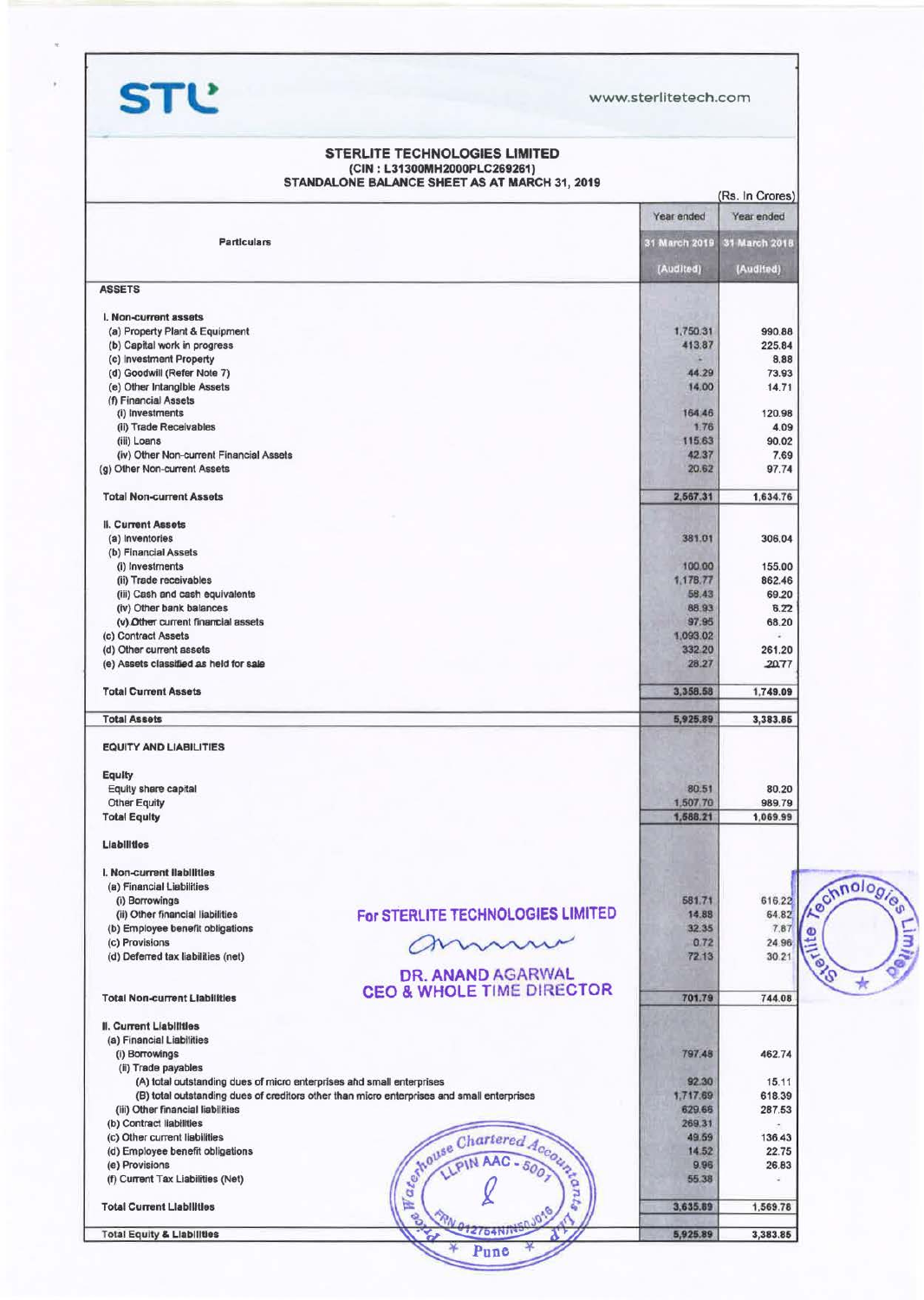**STL**

www.sterlitetech.com

## STERLITE TECHNOLOGIES LIMITED
### (CIN : L31300MH2000PLC269261)
### STANDALONE BALANCE SHEET AS AT MARCH 31, 2019

(Rs. In Crores)

| Particulars | Year ended 31 March 2019 (Audited) | Year ended 31 March 2018 (Audited) |
|---|---|---|
| **ASSETS** | | |
| **I. Non-current assets** | | |
| (a) Property Plant & Equipment | 1,750.31 | 990.88 |
| (b) Capital work in progress | 413.87 | 225.84 |
| (c) Investment Property | - | 8.88 |
| (d) Goodwill (Refer Note 7) | 44.29 | 73.93 |
| (e) Other Intangible Assets | 14.00 | 14.71 |
| (f) Financial Assets | | |
| (i) Investments | 164.46 | 120.98 |
| (ii) Trade Receivables | 1.76 | 4.09 |
| (iii) Loans | 115.63 | 90.02 |
| (iv) Other Non-current Financial Assets | 42.37 | 7.69 |
| (g) Other Non-current Assets | 20.62 | 97.74 |
| **Total Non-current Assets** | 2,567.31 | 1,634.76 |
| **II. Current Assets** | | |
| (a) Inventories | 381.01 | 306.04 |
| (b) Financial Assets | | |
| (i) Investments | 100.00 | 155.00 |
| (ii) Trade receivables | 1,178.77 | 862.46 |
| (iii) Cash and cash equivalents | 58.43 | 69.20 |
| (iv) Other bank balances | 88.93 | 5.22 |
| (v) Other current financial assets | 97.95 | 68.20 |
| (c) Contract Assets | 1,093.02 | - |
| (d) Other current assets | 332.20 | 261.20 |
| (e) Assets classified as held for sale | 28.27 | 20.77 |
| **Total Current Assets** | 3,358.58 | 1,749.09 |
| **Total Assets** | 5,925.89 | 3,383.85 |
| **EQUITY AND LIABILITIES** | | |
| **Equity** | | |
| Equity share capital | 80.51 | 80.20 |
| Other Equity | 1,507.70 | 989.79 |
| **Total Equity** | 1,588.21 | 1,069.99 |
| **Liabilities** | | |
| **I. Non-current liabilities** | | |
| (a) Financial Liabilities | | |
| (i) Borrowings | 581.71 | 616.22 |
| (ii) Other financial liabilities | 14.88 | 64.82 |
| (b) Employee benefit obligations | 32.35 | 7.87 |
| (c) Provisions | 0.72 | 24.96 |
| (d) Deferred tax liabilities (net) | 72.13 | 30.21 |
| **Total Non-current Liabilities** | 701.79 | 744.08 |
| **II. Current Liabilities** | | |
| (a) Financial Liabilities | | |
| (i) Borrowings | 797.48 | 462.74 |
| (ii) Trade payables | | |
| (A) total outstanding dues of micro enterprises and small enterprises | 92.30 | 15.11 |
| (B) total outstanding dues of creditors other than micro enterprises and small enterprises | 1,717.69 | 618.39 |
| (iii) Other financial liabilities | 629.66 | 287.53 |
| (b) Contract liabilities | 269.31 | - |
| (c) Other current liabilities | 49.59 | 136.43 |
| (d) Employee benefit obligations | 14.52 | 22.75 |
| (e) Provisions | 9.96 | 26.83 |
| (f) Current Tax Liabilities (Net) | 55.38 | - |
| **Total Current Liabilities** | 3,635.89 | 1,569.78 |
| **Total Equity & Liabilities** | 5,925.89 | 3,383.85 |

For STERLITE TECHNOLOGIES LIMITED

DR. ANAND AGARWAL
CEO & WHOLE TIME DIRECTOR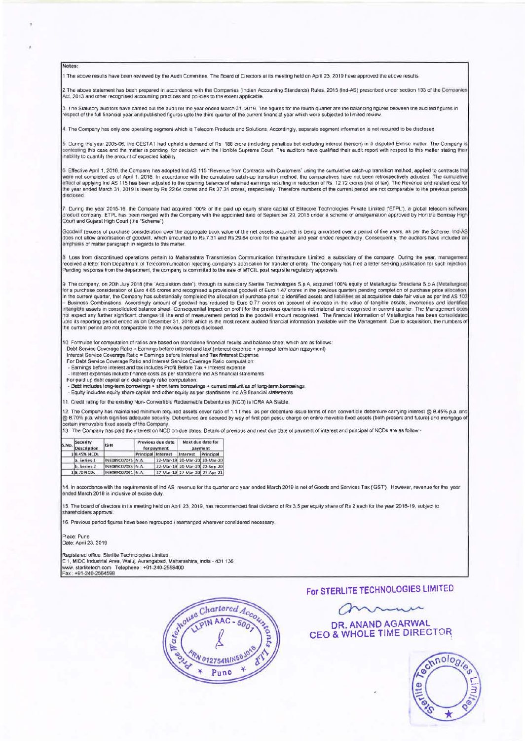**Notes:**

1 The above results have been reviewed by the Audit Committee. The Board of Directors at its meeting held on April 23, 2019 have approved the above results.

2 The above statement has been prepared in accordance with the Companies (Indian Accounting Standards) Rules, 2015 (Ind-AS) prescribed under section 133 of the Companies Act, 2013 and other recognised accounting practices and policies to the extent applicable.

3 The Statutory auditors have carried out the audit for the year ended March 31, 2019. The figures for the fourth quarter are the balancing figures between the audited figures in respect of the full financial year and published figures upto the third quarter of the current financial year which were subjected to limited review.

4 The Company has only one operating segment which is Telecom Products and Solutions. Accordingly, separate segment information is not required to be disclosed.

5 During the year 2005-06, the CESTAT had upheld a demand of Rs. 186 crore (including penalties but excluding interest thereon) in a disputed Excise matter. The Company is contesting this case and the matter is pending for decision with the Hon'ble Supreme Court. The auditors have qualified their audit report with respect to this matter stating their inability to quantify the amount of expected liability.

6 Effective April 1, 2018, the Company has adopted Ind AS 115 "Revenue from Contracts with Customers" using the cumulative catch-up transition method, applied to contracts that were not completed as of April 1, 2018. In accordance with the cumulative catch-up transition method, the comparatives have not been retrospectively adjusted. The cumulative effect of applying Ind AS 115 has been adjusted to the opening balance of retained earnings resulting in reduction of Rs. 12.72 crores (net of tax). The Revenue and related cost for the year ended March 31, 2019 is lower by Rs 22.64 crores and Rs 37.31 crores, respectively. Therefore numbers of the current period are not comparable to the previous periods disclosed.

7 During the year 2015-16, the Company had acquired 100% of the paid up equity share capital of Elitecore Technologies Private Limited ("ETPL"), a global telecom software product company. ETPL has been merged with the Company with the appointed date of September 29, 2015 under a scheme of amalgamation approved by Hon'ble Bombay High Court and Gujarat High Court (the "Scheme").

Goodwill (excess of purchase consideration over the aggregate book value of the net assets acquired) is being amortised over a period of five years, as per the Scheme. Ind-AS does not allow amortisation of goodwill, which amounted to Rs.7.31 and Rs 29.64 crore for the quarter and year ended respectively. Consequently, the auditors have included an emphasis of matter paragraph in regards to this matter.

8 Loss from discontinued operations pertain to Maharashtra Transmission Communication Infrastructure Limited, a subsidiary of the company. During the year, management received a letter from Department of Telecommunication rejecting company's application for transfer of entity. The company has filed a letter seeking justification for such rejection. Pending response from the department, the company is committed to the sale of MTCIL post requisite regulatory approvals.

9 The company, on 20th July 2018 (the "Acquisition date"), through its subsidiary Sterlite Technologies S.p.A, acquired 100% equity of Metallurgica Bresciana S.p.A (Metallurgica) for a purchase consideration of Euro 4.65 crores and recognised a provisional goodwill of Euro 1.47 crores in the previous quarters pending completion of purchase price allocation. In the current quarter, the Company has substantially completed the allocation of purchase price to identified assets and liabilities as at acquisition date fair value as per Ind AS 103 – Business Combinations. Accordingly amount of goodwill has reduced to Euro 0.77 crores on account of increase in the value of tangible assets, inventories and identified intangible assets in consolidated balance sheet. Consequential impact on profit for the previous quarters is not material and recognised in current quarter. The Management does not expect any further significant changes till the end of measurement period to the goodwill amount recognised. The financial information of Metallurgica has been consolidated upto its reporting period ended as on December 31, 2018 which is the most recent audited financial information available with the Management. Due to acquisition, the numbers of the current period are not comparable to the previous periods disclosed.

10 Formulae for computation of ratios are based on standalone financial results and balance sheet which are as follows:
Debt Service Coverage Ratio = Earnings before interest and tax/ (interest expense + principal term loan repayment)
Interest Service Coverage Ratio = Earnings before Interest and Tax /Interest Expense
For Debt Service Coverage Ratio and Interest Service Coverage Ratio computation:
- Earnings before interest and tax includes Profit Before Tax + Interest expense
- Interest expenses include finance costs as per standalone Ind AS financial statements
For paid up debt capital and debt equity ratio computation:
- Debt includes long-term borrowings + short term borrowings + current maturities of long-term borrowings.
- Equity includes equity share capital and other equity as per standalone Ind AS financial statements

11 Credit rating for the existing Non- Convertible Redeemable Debentures (NCD) is ICRA AA Stable.

12 The Company has maintained minimum required assets cover ratio of 1.1 times as per debenture issue terms of non convertible debenture carrying interest @ 8.45% p.a. and @ 8.70% p.a. which signifies adequate security. Debentures are secured by way of first pari passu charge on entire movable fixed assets (both present and future) and mortgage of certain immovable fixed assets of the Company.

13 The Company has paid the interest on NCD on due dates. Details of previous and next due date of payment of interest and principal of NCDs are as follow -

| S.No. | Security Description | ISIN | Previous due date for payment | | Next due date for payment | |
|---|---|---|---|---|---|---|
| | | | Principal | Interest | Interest | Principal |
| 1 | 8.45% NCDs | | | | | |
| | a. Series 1 | INE089C07075 | N.A. | 22-Mar-19 | 20-Mar-20 | 20-Mar-20 |
| | b. Series 2 | INE089C07083 | N.A. | 22-Mar-19 | 20-Mar-20 | 22-Sep-20 |
| 2 | 8.70 NCDs | INE089C07091 | N.A. | 27-Mar-19 | 27-Mar-20 | 27-Apr-21 |

14 In accordance with the requirements of Ind AS, revenue for the quarter and year ended March 2019 is net of Goods and Services Tax ('GST'). However, revenue for the year ended March 2018 is inclusive of excise duty.

15 The board of directors in its meeting held on April 23, 2019, has recommended final dividend of Rs 3.5 per equity share of Rs 2 each for the year 2018-19, subject to shareholders approval.

16 Previous period figures have been regrouped / rearranged wherever considered necessary.

Place: Pune
Date: April 23, 2019

Registered office: Sterlite Technologies Limited,
E 1, MIDC Industrial Area, Waluj, Aurangabad, Maharashtra, India - 431 136
www. sterlitetech.com Telephone : +91-240-2558400
Fax : +91-240-2564598

Price Waterhouse Chartered Accountants LLPIN AAC-5001 FRN 012754N/N500016 Pune

For STERLITE TECHNOLOGIES LIMITED

DR. ANAND AGARWAL
CEO & WHOLE TIME DIRECTOR